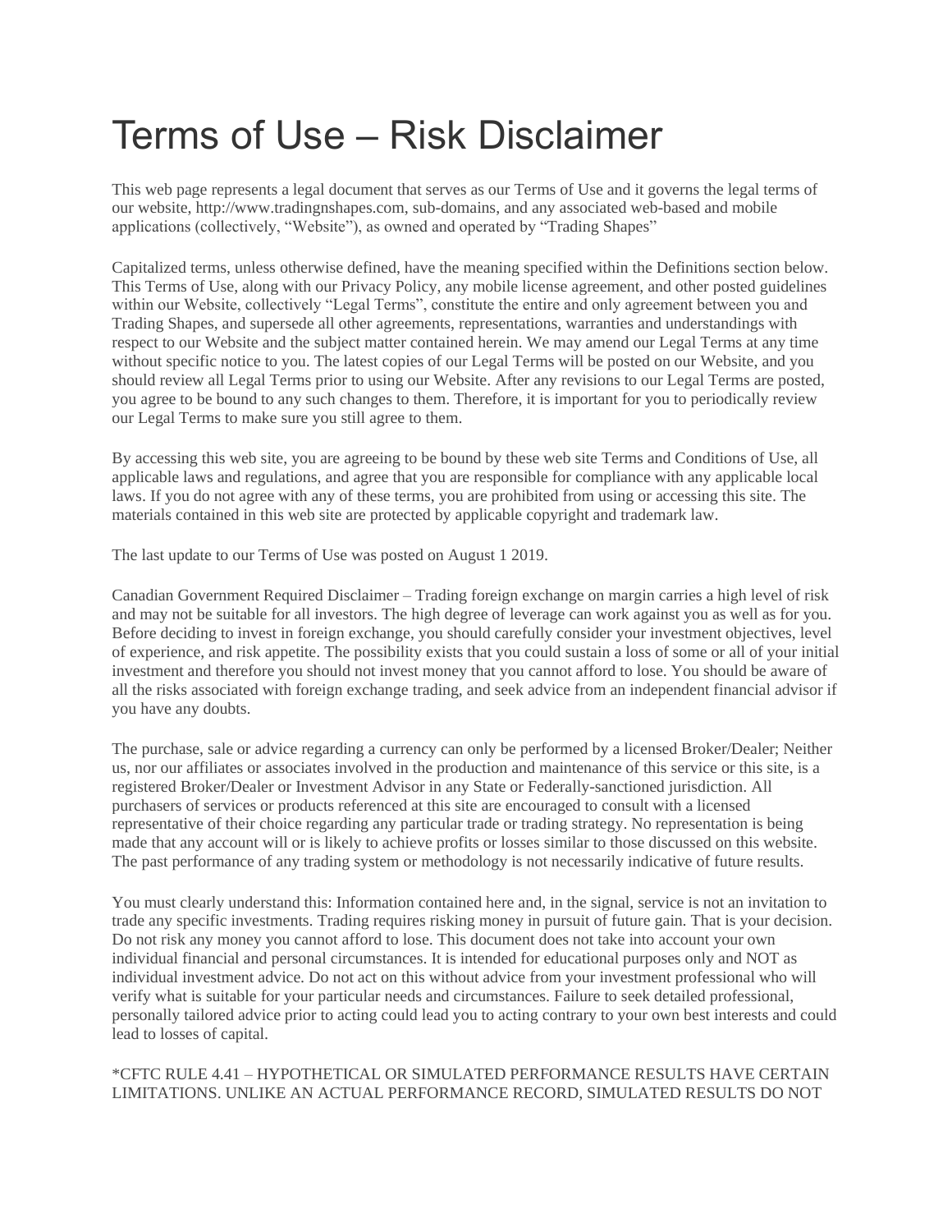# Terms of Use – Risk Disclaimer

This web page represents a legal document that serves as our Terms of Use and it governs the legal terms of our website, http://www.tradingnshapes.com, sub-domains, and any associated web-based and mobile applications (collectively, "Website"), as owned and operated by "Trading Shapes"

Capitalized terms, unless otherwise defined, have the meaning specified within the Definitions section below. This Terms of Use, along with our Privacy Policy, any mobile license agreement, and other posted guidelines within our Website, collectively "Legal Terms", constitute the entire and only agreement between you and Trading Shapes, and supersede all other agreements, representations, warranties and understandings with respect to our Website and the subject matter contained herein. We may amend our Legal Terms at any time without specific notice to you. The latest copies of our Legal Terms will be posted on our Website, and you should review all Legal Terms prior to using our Website. After any revisions to our Legal Terms are posted, you agree to be bound to any such changes to them. Therefore, it is important for you to periodically review our Legal Terms to make sure you still agree to them.

By accessing this web site, you are agreeing to be bound by these web site Terms and Conditions of Use, all applicable laws and regulations, and agree that you are responsible for compliance with any applicable local laws. If you do not agree with any of these terms, you are prohibited from using or accessing this site. The materials contained in this web site are protected by applicable copyright and trademark law.

The last update to our Terms of Use was posted on August 1 2019.

Canadian Government Required Disclaimer – Trading foreign exchange on margin carries a high level of risk and may not be suitable for all investors. The high degree of leverage can work against you as well as for you. Before deciding to invest in foreign exchange, you should carefully consider your investment objectives, level of experience, and risk appetite. The possibility exists that you could sustain a loss of some or all of your initial investment and therefore you should not invest money that you cannot afford to lose. You should be aware of all the risks associated with foreign exchange trading, and seek advice from an independent financial advisor if you have any doubts.

The purchase, sale or advice regarding a currency can only be performed by a licensed Broker/Dealer; Neither us, nor our affiliates or associates involved in the production and maintenance of this service or this site, is a registered Broker/Dealer or Investment Advisor in any State or Federally-sanctioned jurisdiction. All purchasers of services or products referenced at this site are encouraged to consult with a licensed representative of their choice regarding any particular trade or trading strategy. No representation is being made that any account will or is likely to achieve profits or losses similar to those discussed on this website. The past performance of any trading system or methodology is not necessarily indicative of future results.

You must clearly understand this: Information contained here and, in the signal, service is not an invitation to trade any specific investments. Trading requires risking money in pursuit of future gain. That is your decision. Do not risk any money you cannot afford to lose. This document does not take into account your own individual financial and personal circumstances. It is intended for educational purposes only and NOT as individual investment advice. Do not act on this without advice from your investment professional who will verify what is suitable for your particular needs and circumstances. Failure to seek detailed professional, personally tailored advice prior to acting could lead you to acting contrary to your own best interests and could lead to losses of capital.

*CFTC RULE 4.41 – HYPOTHETICAL OR SIMULATED PERFORMANCE RESULTS HAVE CERTAIN LIMITATIONS. UNLIKE AN ACTUAL PERFORMANCE RECORD, SIMULATED RESULTS DO NOT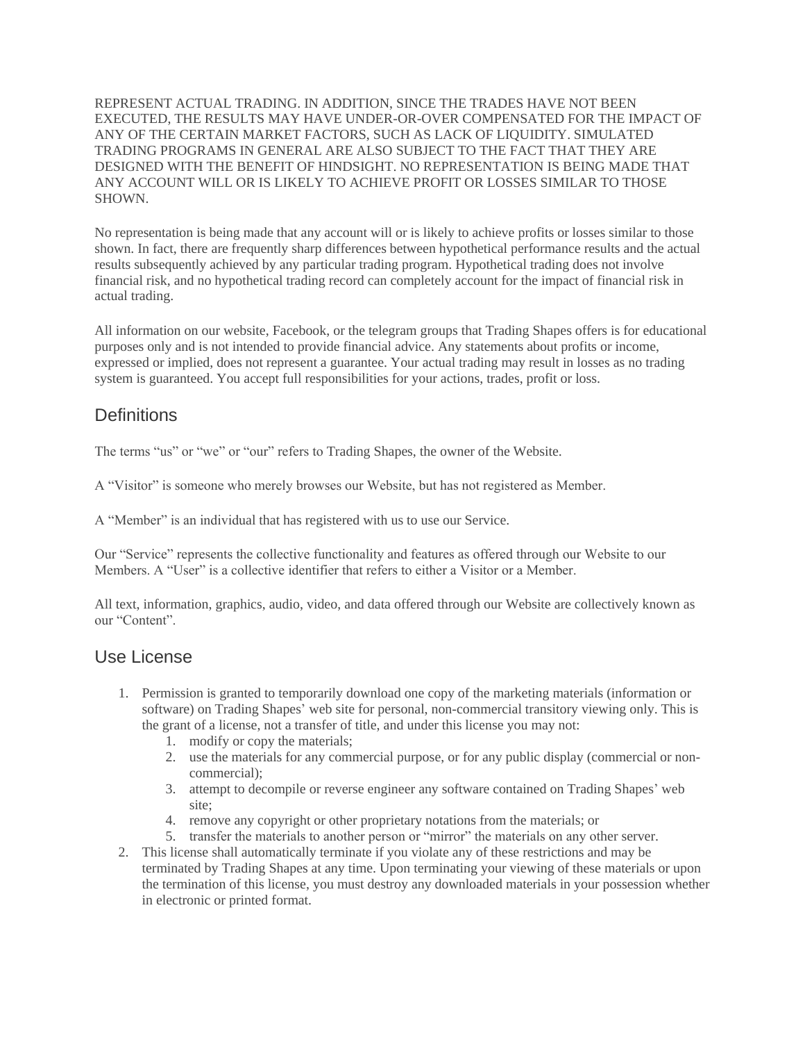REPRESENT ACTUAL TRADING. IN ADDITION, SINCE THE TRADES HAVE NOT BEEN EXECUTED, THE RESULTS MAY HAVE UNDER-OR-OVER COMPENSATED FOR THE IMPACT OF ANY OF THE CERTAIN MARKET FACTORS, SUCH AS LACK OF LIQUIDITY. SIMULATED TRADING PROGRAMS IN GENERAL ARE ALSO SUBJECT TO THE FACT THAT THEY ARE DESIGNED WITH THE BENEFIT OF HINDSIGHT. NO REPRESENTATION IS BEING MADE THAT ANY ACCOUNT WILL OR IS LIKELY TO ACHIEVE PROFIT OR LOSSES SIMILAR TO THOSE SHOWN.

No representation is being made that any account will or is likely to achieve profits or losses similar to those shown. In fact, there are frequently sharp differences between hypothetical performance results and the actual results subsequently achieved by any particular trading program. Hypothetical trading does not involve financial risk, and no hypothetical trading record can completely account for the impact of financial risk in actual trading.

All information on our website, Facebook, or the telegram groups that Trading Shapes offers is for educational purposes only and is not intended to provide financial advice. Any statements about profits or income, expressed or implied, does not represent a guarantee. Your actual trading may result in losses as no trading system is guaranteed. You accept full responsibilities for your actions, trades, profit or loss.

## Definitions

The terms "us" or "we" or "our" refers to Trading Shapes, the owner of the Website.

A "Visitor" is someone who merely browses our Website, but has not registered as Member.

A "Member" is an individual that has registered with us to use our Service.

Our "Service" represents the collective functionality and features as offered through our Website to our Members. A "User" is a collective identifier that refers to either a Visitor or a Member.

All text, information, graphics, audio, video, and data offered through our Website are collectively known as our "Content".

## Use License

1. Permission is granted to temporarily download one copy of the marketing materials (information or software) on Trading Shapes' web site for personal, non-commercial transitory viewing only. This is the grant of a license, not a transfer of title, and under this license you may not:
    1. modify or copy the materials;
    2. use the materials for any commercial purpose, or for any public display (commercial or non-commercial);
    3. attempt to decompile or reverse engineer any software contained on Trading Shapes' web site;
    4. remove any copyright or other proprietary notations from the materials; or
    5. transfer the materials to another person or "mirror" the materials on any other server.
2. This license shall automatically terminate if you violate any of these restrictions and may be terminated by Trading Shapes at any time. Upon terminating your viewing of these materials or upon the termination of this license, you must destroy any downloaded materials in your possession whether in electronic or printed format.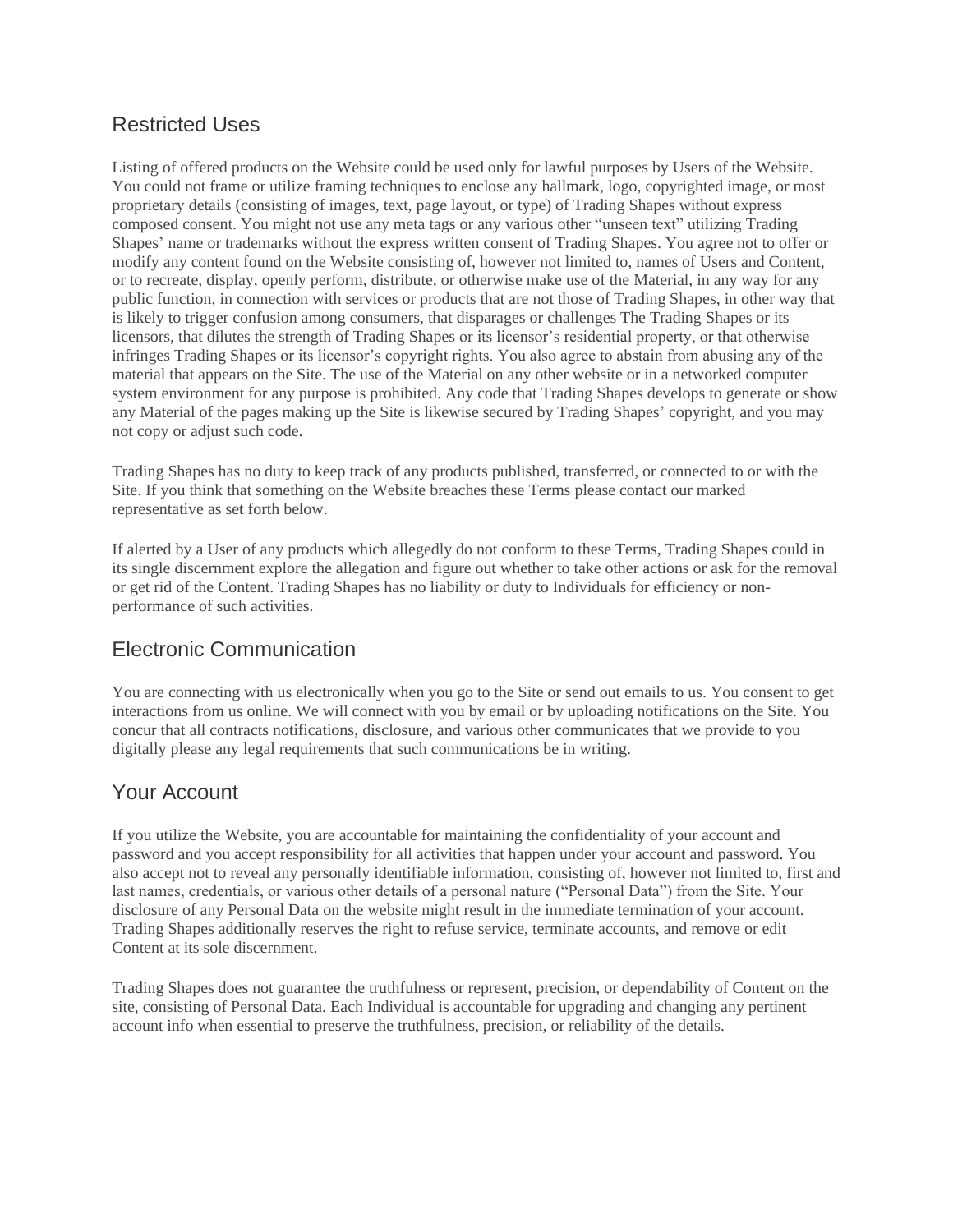## Restricted Uses

Listing of offered products on the Website could be used only for lawful purposes by Users of the Website. You could not frame or utilize framing techniques to enclose any hallmark, logo, copyrighted image, or most proprietary details (consisting of images, text, page layout, or type) of Trading Shapes without express composed consent. You might not use any meta tags or any various other "unseen text" utilizing Trading Shapes' name or trademarks without the express written consent of Trading Shapes. You agree not to offer or modify any content found on the Website consisting of, however not limited to, names of Users and Content, or to recreate, display, openly perform, distribute, or otherwise make use of the Material, in any way for any public function, in connection with services or products that are not those of Trading Shapes, in other way that is likely to trigger confusion among consumers, that disparages or challenges The Trading Shapes or its licensors, that dilutes the strength of Trading Shapes or its licensor's residential property, or that otherwise infringes Trading Shapes or its licensor's copyright rights. You also agree to abstain from abusing any of the material that appears on the Site. The use of the Material on any other website or in a networked computer system environment for any purpose is prohibited. Any code that Trading Shapes develops to generate or show any Material of the pages making up the Site is likewise secured by Trading Shapes' copyright, and you may not copy or adjust such code.

Trading Shapes has no duty to keep track of any products published, transferred, or connected to or with the Site. If you think that something on the Website breaches these Terms please contact our marked representative as set forth below.

If alerted by a User of any products which allegedly do not conform to these Terms, Trading Shapes could in its single discernment explore the allegation and figure out whether to take other actions or ask for the removal or get rid of the Content. Trading Shapes has no liability or duty to Individuals for efficiency or non-performance of such activities.

## Electronic Communication

You are connecting with us electronically when you go to the Site or send out emails to us. You consent to get interactions from us online. We will connect with you by email or by uploading notifications on the Site. You concur that all contracts notifications, disclosure, and various other communicates that we provide to you digitally please any legal requirements that such communications be in writing.

## Your Account

If you utilize the Website, you are accountable for maintaining the confidentiality of your account and password and you accept responsibility for all activities that happen under your account and password. You also accept not to reveal any personally identifiable information, consisting of, however not limited to, first and last names, credentials, or various other details of a personal nature ("Personal Data") from the Site. Your disclosure of any Personal Data on the website might result in the immediate termination of your account. Trading Shapes additionally reserves the right to refuse service, terminate accounts, and remove or edit Content at its sole discernment.

Trading Shapes does not guarantee the truthfulness or represent, precision, or dependability of Content on the site, consisting of Personal Data. Each Individual is accountable for upgrading and changing any pertinent account info when essential to preserve the truthfulness, precision, or reliability of the details.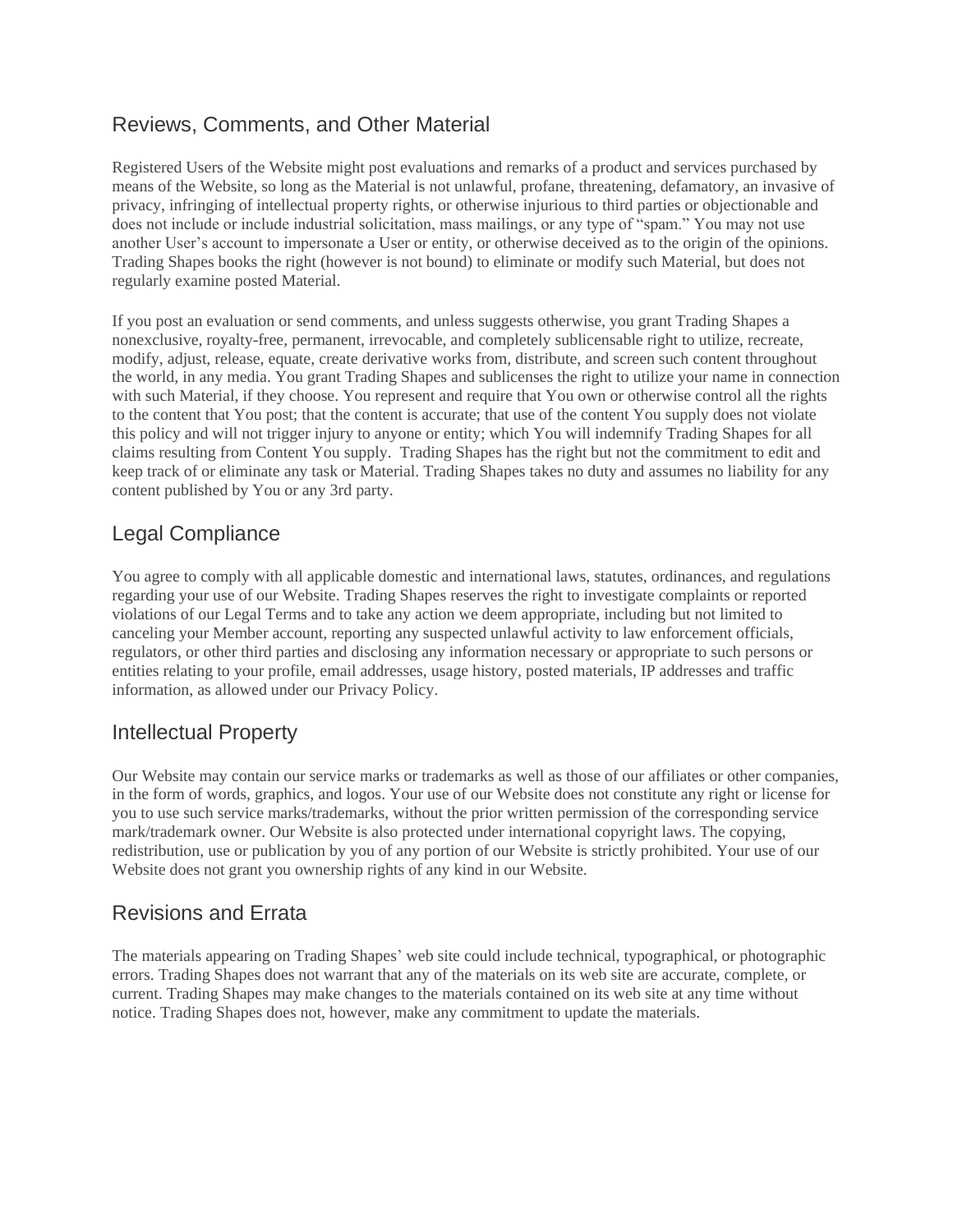## Reviews, Comments, and Other Material

Registered Users of the Website might post evaluations and remarks of a product and services purchased by means of the Website, so long as the Material is not unlawful, profane, threatening, defamatory, an invasive of privacy, infringing of intellectual property rights, or otherwise injurious to third parties or objectionable and does not include or include industrial solicitation, mass mailings, or any type of "spam." You may not use another User's account to impersonate a User or entity, or otherwise deceived as to the origin of the opinions. Trading Shapes books the right (however is not bound) to eliminate or modify such Material, but does not regularly examine posted Material.

If you post an evaluation or send comments, and unless suggests otherwise, you grant Trading Shapes a nonexclusive, royalty-free, permanent, irrevocable, and completely sublicensable right to utilize, recreate, modify, adjust, release, equate, create derivative works from, distribute, and screen such content throughout the world, in any media. You grant Trading Shapes and sublicenses the right to utilize your name in connection with such Material, if they choose. You represent and require that You own or otherwise control all the rights to the content that You post; that the content is accurate; that use of the content You supply does not violate this policy and will not trigger injury to anyone or entity; which You will indemnify Trading Shapes for all claims resulting from Content You supply. Trading Shapes has the right but not the commitment to edit and keep track of or eliminate any task or Material. Trading Shapes takes no duty and assumes no liability for any content published by You or any 3rd party.

## Legal Compliance

You agree to comply with all applicable domestic and international laws, statutes, ordinances, and regulations regarding your use of our Website. Trading Shapes reserves the right to investigate complaints or reported violations of our Legal Terms and to take any action we deem appropriate, including but not limited to canceling your Member account, reporting any suspected unlawful activity to law enforcement officials, regulators, or other third parties and disclosing any information necessary or appropriate to such persons or entities relating to your profile, email addresses, usage history, posted materials, IP addresses and traffic information, as allowed under our Privacy Policy.

## Intellectual Property

Our Website may contain our service marks or trademarks as well as those of our affiliates or other companies, in the form of words, graphics, and logos. Your use of our Website does not constitute any right or license for you to use such service marks/trademarks, without the prior written permission of the corresponding service mark/trademark owner. Our Website is also protected under international copyright laws. The copying, redistribution, use or publication by you of any portion of our Website is strictly prohibited. Your use of our Website does not grant you ownership rights of any kind in our Website.

## Revisions and Errata

The materials appearing on Trading Shapes' web site could include technical, typographical, or photographic errors. Trading Shapes does not warrant that any of the materials on its web site are accurate, complete, or current. Trading Shapes may make changes to the materials contained on its web site at any time without notice. Trading Shapes does not, however, make any commitment to update the materials.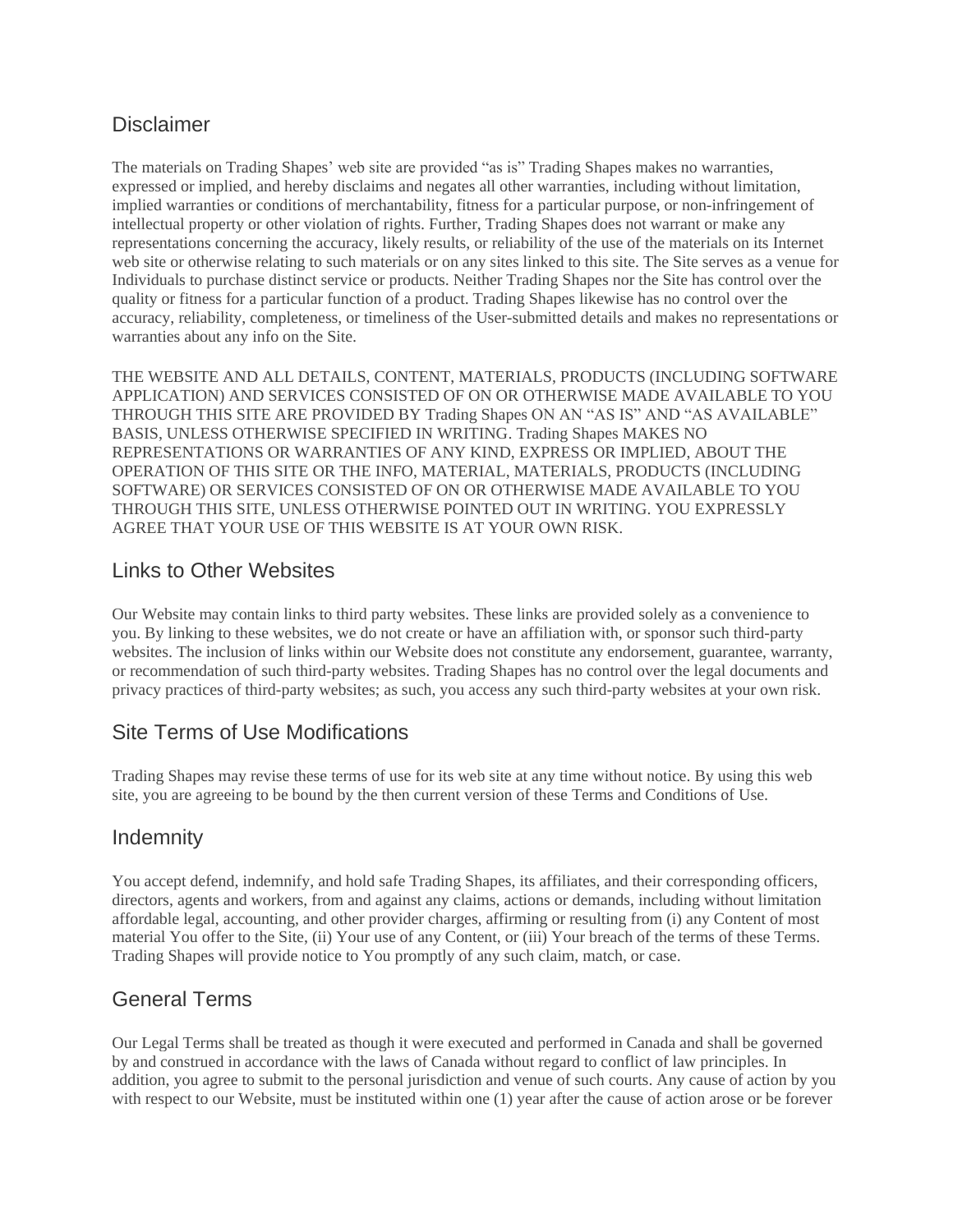## Disclaimer

The materials on Trading Shapes' web site are provided "as is" Trading Shapes makes no warranties, expressed or implied, and hereby disclaims and negates all other warranties, including without limitation, implied warranties or conditions of merchantability, fitness for a particular purpose, or non-infringement of intellectual property or other violation of rights. Further, Trading Shapes does not warrant or make any representations concerning the accuracy, likely results, or reliability of the use of the materials on its Internet web site or otherwise relating to such materials or on any sites linked to this site. The Site serves as a venue for Individuals to purchase distinct service or products. Neither Trading Shapes nor the Site has control over the quality or fitness for a particular function of a product. Trading Shapes likewise has no control over the accuracy, reliability, completeness, or timeliness of the User-submitted details and makes no representations or warranties about any info on the Site.

THE WEBSITE AND ALL DETAILS, CONTENT, MATERIALS, PRODUCTS (INCLUDING SOFTWARE APPLICATION) AND SERVICES CONSISTED OF ON OR OTHERWISE MADE AVAILABLE TO YOU THROUGH THIS SITE ARE PROVIDED BY Trading Shapes ON AN "AS IS" AND "AS AVAILABLE" BASIS, UNLESS OTHERWISE SPECIFIED IN WRITING. Trading Shapes MAKES NO REPRESENTATIONS OR WARRANTIES OF ANY KIND, EXPRESS OR IMPLIED, ABOUT THE OPERATION OF THIS SITE OR THE INFO, MATERIAL, MATERIALS, PRODUCTS (INCLUDING SOFTWARE) OR SERVICES CONSISTED OF ON OR OTHERWISE MADE AVAILABLE TO YOU THROUGH THIS SITE, UNLESS OTHERWISE POINTED OUT IN WRITING. YOU EXPRESSLY AGREE THAT YOUR USE OF THIS WEBSITE IS AT YOUR OWN RISK.

## Links to Other Websites

Our Website may contain links to third party websites. These links are provided solely as a convenience to you. By linking to these websites, we do not create or have an affiliation with, or sponsor such third-party websites. The inclusion of links within our Website does not constitute any endorsement, guarantee, warranty, or recommendation of such third-party websites. Trading Shapes has no control over the legal documents and privacy practices of third-party websites; as such, you access any such third-party websites at your own risk.

## Site Terms of Use Modifications

Trading Shapes may revise these terms of use for its web site at any time without notice. By using this web site, you are agreeing to be bound by the then current version of these Terms and Conditions of Use.

## Indemnity

You accept defend, indemnify, and hold safe Trading Shapes, its affiliates, and their corresponding officers, directors, agents and workers, from and against any claims, actions or demands, including without limitation affordable legal, accounting, and other provider charges, affirming or resulting from (i) any Content of most material You offer to the Site, (ii) Your use of any Content, or (iii) Your breach of the terms of these Terms. Trading Shapes will provide notice to You promptly of any such claim, match, or case.

## General Terms

Our Legal Terms shall be treated as though it were executed and performed in Canada and shall be governed by and construed in accordance with the laws of Canada without regard to conflict of law principles. In addition, you agree to submit to the personal jurisdiction and venue of such courts. Any cause of action by you with respect to our Website, must be instituted within one (1) year after the cause of action arose or be forever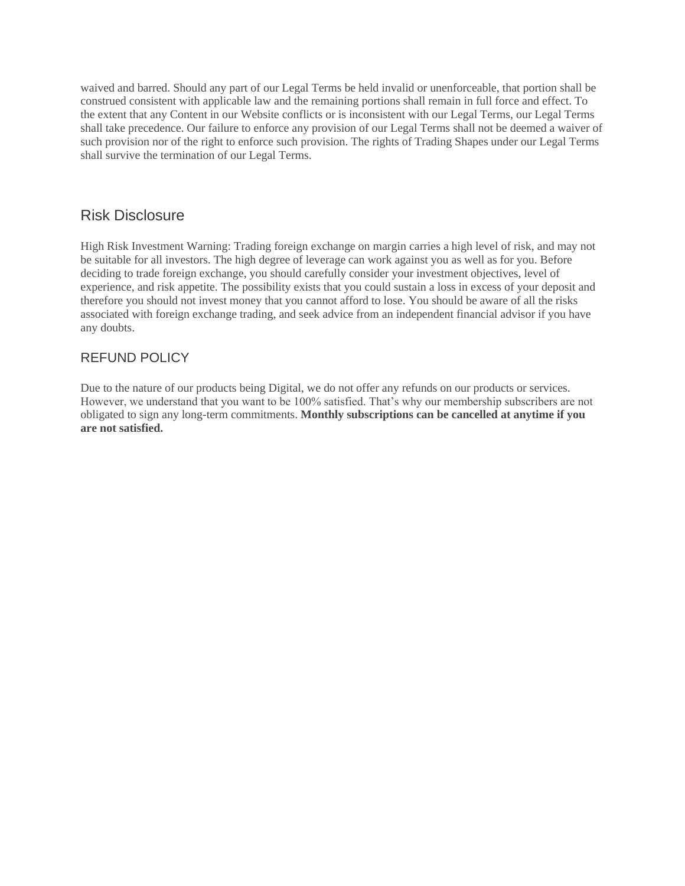waived and barred. Should any part of our Legal Terms be held invalid or unenforceable, that portion shall be construed consistent with applicable law and the remaining portions shall remain in full force and effect. To the extent that any Content in our Website conflicts or is inconsistent with our Legal Terms, our Legal Terms shall take precedence. Our failure to enforce any provision of our Legal Terms shall not be deemed a waiver of such provision nor of the right to enforce such provision. The rights of Trading Shapes under our Legal Terms shall survive the termination of our Legal Terms.

## Risk Disclosure

High Risk Investment Warning: Trading foreign exchange on margin carries a high level of risk, and may not be suitable for all investors. The high degree of leverage can work against you as well as for you. Before deciding to trade foreign exchange, you should carefully consider your investment objectives, level of experience, and risk appetite. The possibility exists that you could sustain a loss in excess of your deposit and therefore you should not invest money that you cannot afford to lose. You should be aware of all the risks associated with foreign exchange trading, and seek advice from an independent financial advisor if you have any doubts.

### REFUND POLICY

Due to the nature of our products being Digital, we do not offer any refunds on our products or services. However, we understand that you want to be 100% satisfied. That's why our membership subscribers are not obligated to sign any long-term commitments. **Monthly subscriptions can be cancelled at anytime if you are not satisfied.**